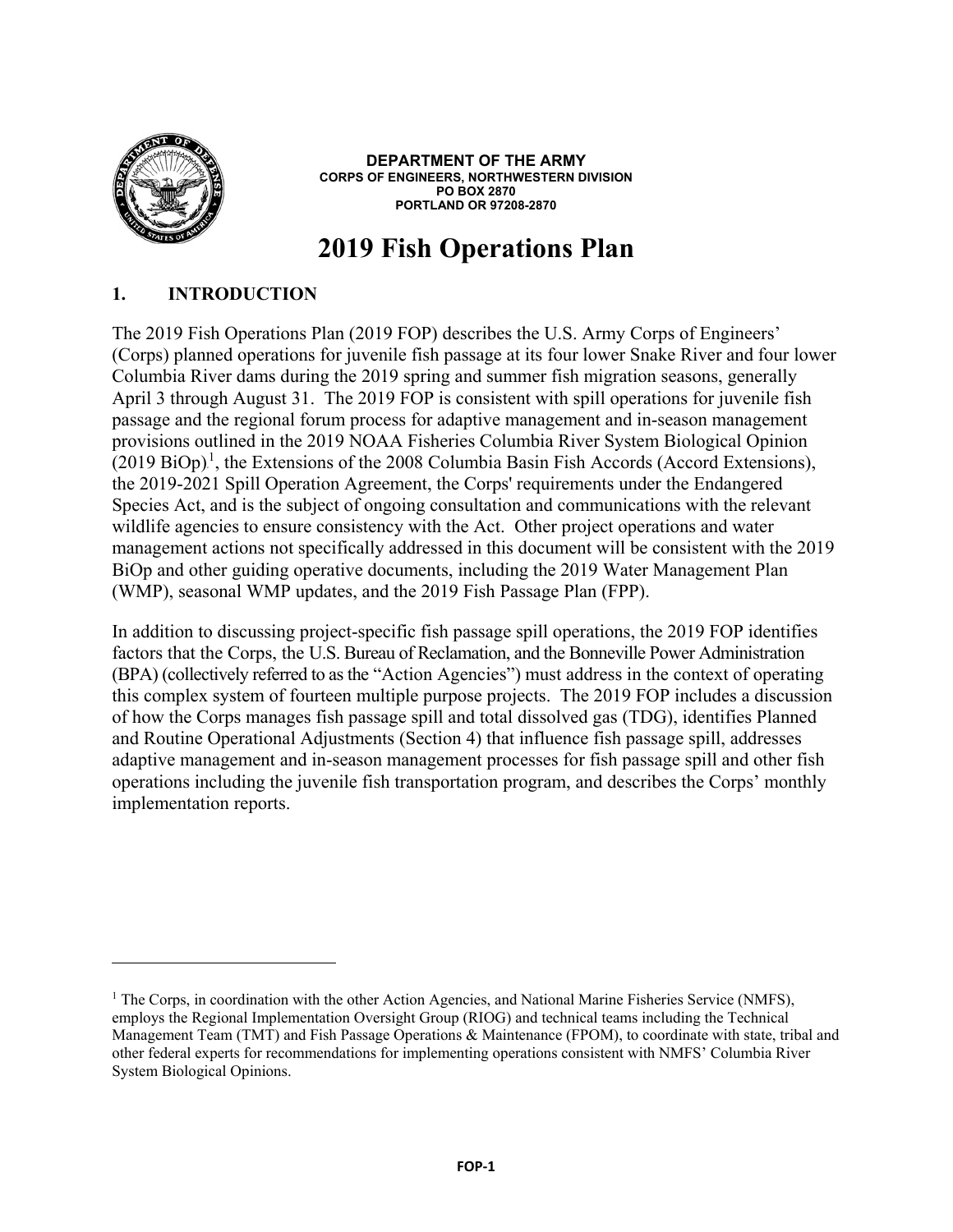**DEPARTMENT OF THE ARMY**
**CORPS OF ENGINEERS, NORTHWESTERN DIVISION**
**PO BOX 2870**
**PORTLAND OR 97208-2870**

# 2019 Fish Operations Plan

## 1. INTRODUCTION

The 2019 Fish Operations Plan (2019 FOP) describes the U.S. Army Corps of Engineers' (Corps) planned operations for juvenile fish passage at its four lower Snake River and four lower Columbia River dams during the 2019 spring and summer fish migration seasons, generally April 3 through August 31. The 2019 FOP is consistent with spill operations for juvenile fish passage and the regional forum process for adaptive management and in-season management provisions outlined in the 2019 NOAA Fisheries Columbia River System Biological Opinion (2019 BiOp)[1], the Extensions of the 2008 Columbia Basin Fish Accords (Accord Extensions), the 2019-2021 Spill Operation Agreement, the Corps' requirements under the Endangered Species Act, and is the subject of ongoing consultation and communications with the relevant wildlife agencies to ensure consistency with the Act. Other project operations and water management actions not specifically addressed in this document will be consistent with the 2019 BiOp and other guiding operative documents, including the 2019 Water Management Plan (WMP), seasonal WMP updates, and the 2019 Fish Passage Plan (FPP).

In addition to discussing project-specific fish passage spill operations, the 2019 FOP identifies factors that the Corps, the U.S. Bureau of Reclamation, and the Bonneville Power Administration (BPA) (collectively referred to as the "Action Agencies") must address in the context of operating this complex system of fourteen multiple purpose projects. The 2019 FOP includes a discussion of how the Corps manages fish passage spill and total dissolved gas (TDG), identifies Planned and Routine Operational Adjustments (Section 4) that influence fish passage spill, addresses adaptive management and in-season management processes for fish passage spill and other fish operations including the juvenile fish transportation program, and describes the Corps' monthly implementation reports.

---

[1] The Corps, in coordination with the other Action Agencies, and National Marine Fisheries Service (NMFS), employs the Regional Implementation Oversight Group (RIOG) and technical teams including the Technical Management Team (TMT) and Fish Passage Operations & Maintenance (FPOM), to coordinate with state, tribal and other federal experts for recommendations for implementing operations consistent with NMFS' Columbia River System Biological Opinions.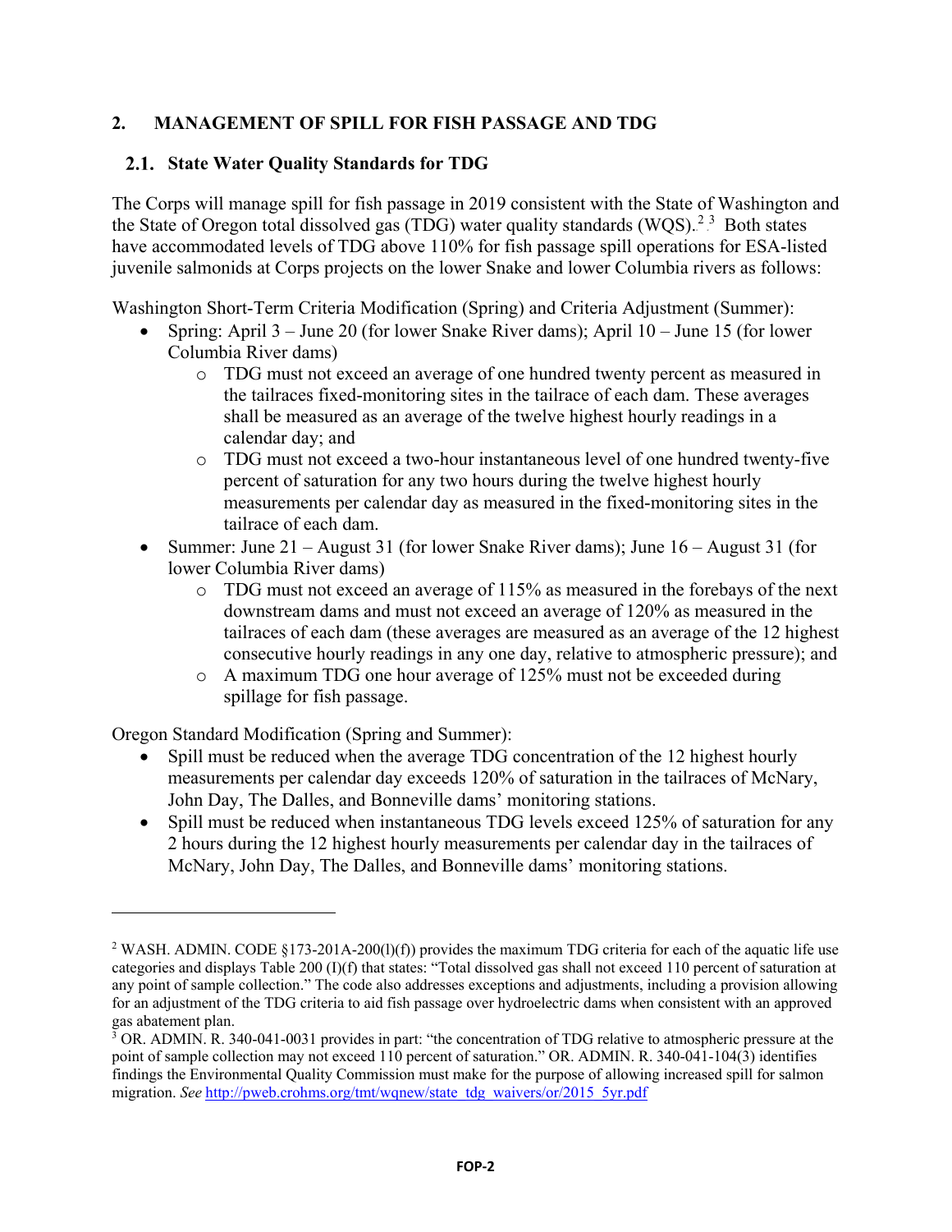## 2. MANAGEMENT OF SPILL FOR FISH PASSAGE AND TDG

### 2.1. State Water Quality Standards for TDG

The Corps will manage spill for fish passage in 2019 consistent with the State of Washington and the State of Oregon total dissolved gas (TDG) water quality standards (WQS).[2] [3] Both states have accommodated levels of TDG above 110% for fish passage spill operations for ESA-listed juvenile salmonids at Corps projects on the lower Snake and lower Columbia rivers as follows:

Washington Short-Term Criteria Modification (Spring) and Criteria Adjustment (Summer):

- Spring: April 3 – June 20 (for lower Snake River dams); April 10 – June 15 (for lower Columbia River dams)
  - TDG must not exceed an average of one hundred twenty percent as measured in the tailraces fixed-monitoring sites in the tailrace of each dam. These averages shall be measured as an average of the twelve highest hourly readings in a calendar day; and
  - TDG must not exceed a two-hour instantaneous level of one hundred twenty-five percent of saturation for any two hours during the twelve highest hourly measurements per calendar day as measured in the fixed-monitoring sites in the tailrace of each dam.
- Summer: June 21 – August 31 (for lower Snake River dams); June 16 – August 31 (for lower Columbia River dams)
  - TDG must not exceed an average of 115% as measured in the forebays of the next downstream dams and must not exceed an average of 120% as measured in the tailraces of each dam (these averages are measured as an average of the 12 highest consecutive hourly readings in any one day, relative to atmospheric pressure); and
  - A maximum TDG one hour average of 125% must not be exceeded during spillage for fish passage.

Oregon Standard Modification (Spring and Summer):

- Spill must be reduced when the average TDG concentration of the 12 highest hourly measurements per calendar day exceeds 120% of saturation in the tailraces of McNary, John Day, The Dalles, and Bonneville dams' monitoring stations.
- Spill must be reduced when instantaneous TDG levels exceed 125% of saturation for any 2 hours during the 12 highest hourly measurements per calendar day in the tailraces of McNary, John Day, The Dalles, and Bonneville dams' monitoring stations.

---

[2] WASH. ADMIN. CODE §173-201A-200(l)(f)) provides the maximum TDG criteria for each of the aquatic life use categories and displays Table 200 (I)(f) that states: "Total dissolved gas shall not exceed 110 percent of saturation at any point of sample collection." The code also addresses exceptions and adjustments, including a provision allowing for an adjustment of the TDG criteria to aid fish passage over hydroelectric dams when consistent with an approved gas abatement plan.

[3] OR. ADMIN. R. 340-041-0031 provides in part: "the concentration of TDG relative to atmospheric pressure at the point of sample collection may not exceed 110 percent of saturation." OR. ADMIN. R. 340-041-104(3) identifies findings the Environmental Quality Commission must make for the purpose of allowing increased spill for salmon migration. *See* http://pweb.crohms.org/tmt/wqnew/state_tdg_waivers/or/2015_5yr.pdf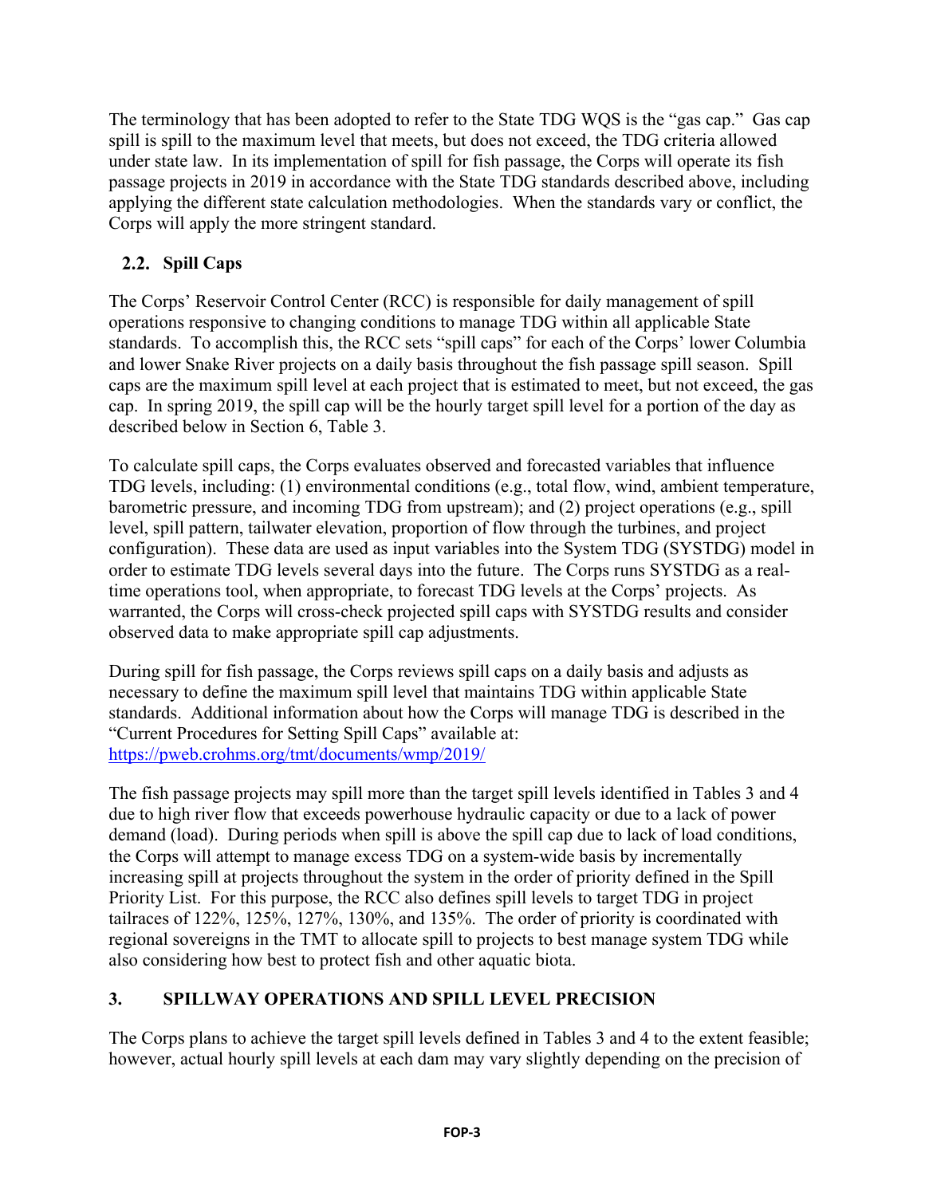The terminology that has been adopted to refer to the State TDG WQS is the "gas cap." Gas cap spill is spill to the maximum level that meets, but does not exceed, the TDG criteria allowed under state law. In its implementation of spill for fish passage, the Corps will operate its fish passage projects in 2019 in accordance with the State TDG standards described above, including applying the different state calculation methodologies. When the standards vary or conflict, the Corps will apply the more stringent standard.

## 2.2. Spill Caps

The Corps' Reservoir Control Center (RCC) is responsible for daily management of spill operations responsive to changing conditions to manage TDG within all applicable State standards. To accomplish this, the RCC sets "spill caps" for each of the Corps' lower Columbia and lower Snake River projects on a daily basis throughout the fish passage spill season. Spill caps are the maximum spill level at each project that is estimated to meet, but not exceed, the gas cap. In spring 2019, the spill cap will be the hourly target spill level for a portion of the day as described below in Section 6, Table 3.

To calculate spill caps, the Corps evaluates observed and forecasted variables that influence TDG levels, including: (1) environmental conditions (e.g., total flow, wind, ambient temperature, barometric pressure, and incoming TDG from upstream); and (2) project operations (e.g., spill level, spill pattern, tailwater elevation, proportion of flow through the turbines, and project configuration). These data are used as input variables into the System TDG (SYSTDG) model in order to estimate TDG levels several days into the future. The Corps runs SYSTDG as a real-time operations tool, when appropriate, to forecast TDG levels at the Corps' projects. As warranted, the Corps will cross-check projected spill caps with SYSTDG results and consider observed data to make appropriate spill cap adjustments.

During spill for fish passage, the Corps reviews spill caps on a daily basis and adjusts as necessary to define the maximum spill level that maintains TDG within applicable State standards. Additional information about how the Corps will manage TDG is described in the "Current Procedures for Setting Spill Caps" available at: https://pweb.crohms.org/tmt/documents/wmp/2019/

The fish passage projects may spill more than the target spill levels identified in Tables 3 and 4 due to high river flow that exceeds powerhouse hydraulic capacity or due to a lack of power demand (load). During periods when spill is above the spill cap due to lack of load conditions, the Corps will attempt to manage excess TDG on a system-wide basis by incrementally increasing spill at projects throughout the system in the order of priority defined in the Spill Priority List. For this purpose, the RCC also defines spill levels to target TDG in project tailraces of 122%, 125%, 127%, 130%, and 135%. The order of priority is coordinated with regional sovereigns in the TMT to allocate spill to projects to best manage system TDG while also considering how best to protect fish and other aquatic biota.

# 3. SPILLWAY OPERATIONS AND SPILL LEVEL PRECISION

The Corps plans to achieve the target spill levels defined in Tables 3 and 4 to the extent feasible; however, actual hourly spill levels at each dam may vary slightly depending on the precision of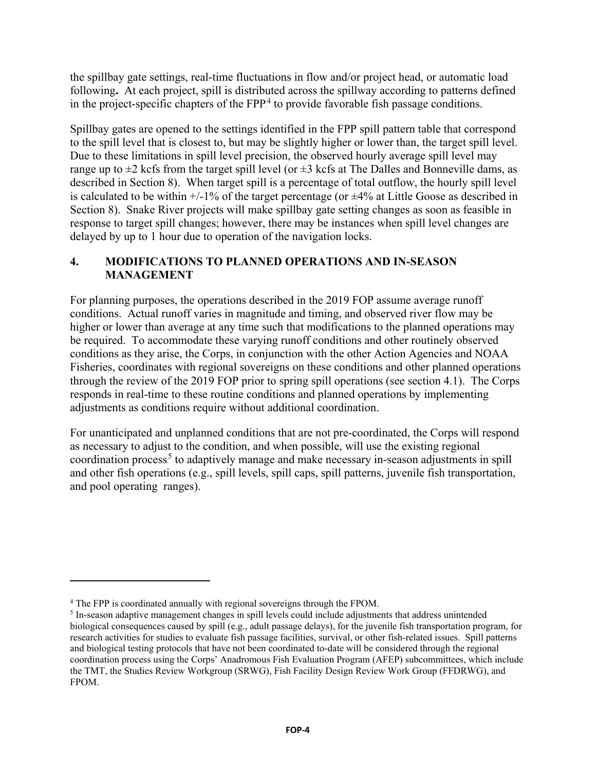the spillbay gate settings, real-time fluctuations in flow and/or project head, or automatic load following**.** At each project, spill is distributed across the spillway according to patterns defined in the project-specific chapters of the FPP[4] to provide favorable fish passage conditions.

Spillbay gates are opened to the settings identified in the FPP spill pattern table that correspond to the spill level that is closest to, but may be slightly higher or lower than, the target spill level. Due to these limitations in spill level precision, the observed hourly average spill level may range up to ±2 kcfs from the target spill level (or ±3 kcfs at The Dalles and Bonneville dams, as described in Section 8). When target spill is a percentage of total outflow, the hourly spill level is calculated to be within +/-1% of the target percentage (or ±4% at Little Goose as described in Section 8). Snake River projects will make spillbay gate setting changes as soon as feasible in response to target spill changes; however, there may be instances when spill level changes are delayed by up to 1 hour due to operation of the navigation locks.

## 4. MODIFICATIONS TO PLANNED OPERATIONS AND IN-SEASON MANAGEMENT

For planning purposes, the operations described in the 2019 FOP assume average runoff conditions. Actual runoff varies in magnitude and timing, and observed river flow may be higher or lower than average at any time such that modifications to the planned operations may be required. To accommodate these varying runoff conditions and other routinely observed conditions as they arise, the Corps, in conjunction with the other Action Agencies and NOAA Fisheries, coordinates with regional sovereigns on these conditions and other planned operations through the review of the 2019 FOP prior to spring spill operations (see section 4.1). The Corps responds in real-time to these routine conditions and planned operations by implementing adjustments as conditions require without additional coordination.

For unanticipated and unplanned conditions that are not pre-coordinated, the Corps will respond as necessary to adjust to the condition, and when possible, will use the existing regional coordination process[5] to adaptively manage and make necessary in-season adjustments in spill and other fish operations (e.g., spill levels, spill caps, spill patterns, juvenile fish transportation, and pool operating ranges).

---

[4] The FPP is coordinated annually with regional sovereigns through the FPOM.

[5] In-season adaptive management changes in spill levels could include adjustments that address unintended biological consequences caused by spill (e.g., adult passage delays), for the juvenile fish transportation program, for research activities for studies to evaluate fish passage facilities, survival, or other fish-related issues. Spill patterns and biological testing protocols that have not been coordinated to-date will be considered through the regional coordination process using the Corps' Anadromous Fish Evaluation Program (AFEP) subcommittees, which include the TMT, the Studies Review Workgroup (SRWG), Fish Facility Design Review Work Group (FFDRWG), and FPOM.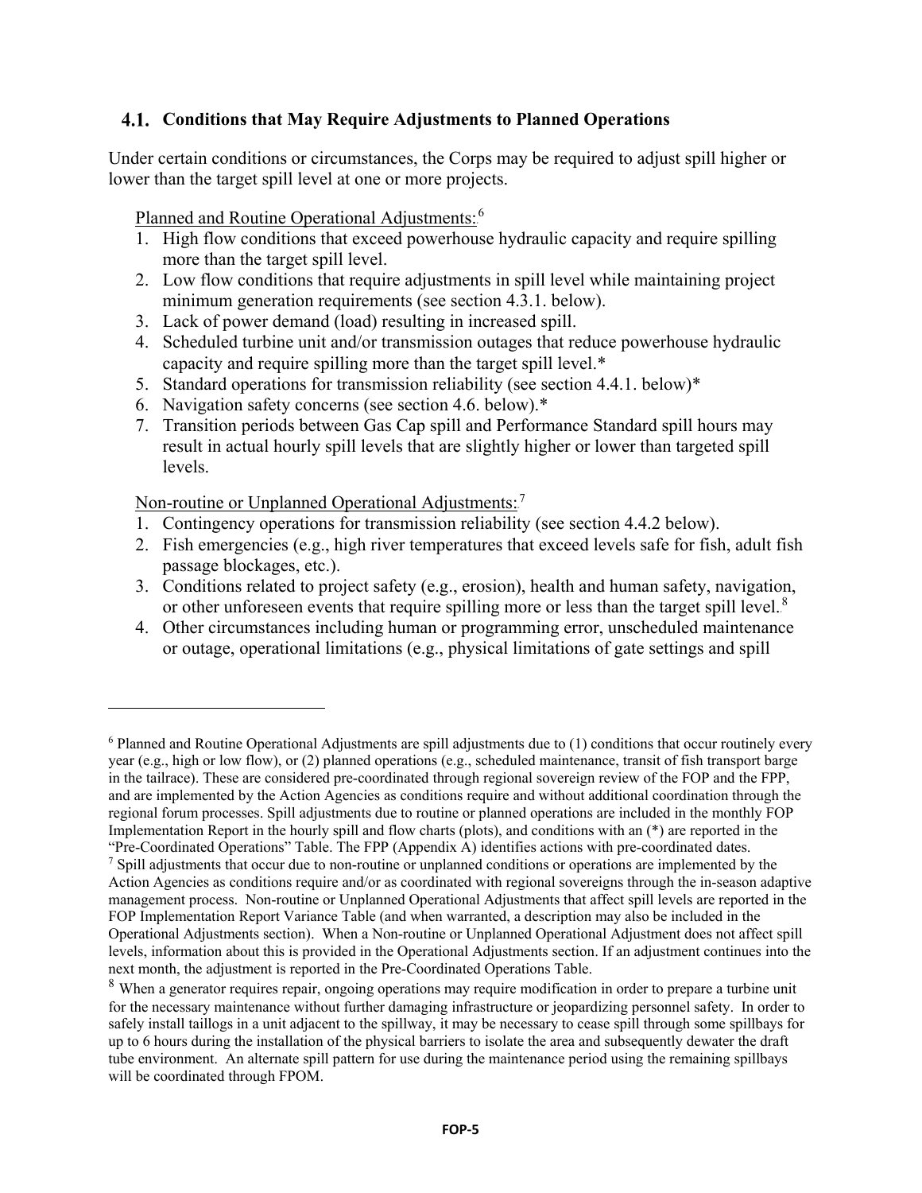## 4.1. Conditions that May Require Adjustments to Planned Operations

Under certain conditions or circumstances, the Corps may be required to adjust spill higher or lower than the target spill level at one or more projects.

Planned and Routine Operational Adjustments:[6]

1. High flow conditions that exceed powerhouse hydraulic capacity and require spilling more than the target spill level.
2. Low flow conditions that require adjustments in spill level while maintaining project minimum generation requirements (see section 4.3.1. below).
3. Lack of power demand (load) resulting in increased spill.
4. Scheduled turbine unit and/or transmission outages that reduce powerhouse hydraulic capacity and require spilling more than the target spill level.*
5. Standard operations for transmission reliability (see section 4.4.1. below)*
6. Navigation safety concerns (see section 4.6. below).*
7. Transition periods between Gas Cap spill and Performance Standard spill hours may result in actual hourly spill levels that are slightly higher or lower than targeted spill levels.

Non-routine or Unplanned Operational Adjustments:[7]

1. Contingency operations for transmission reliability (see section 4.4.2 below).
2. Fish emergencies (e.g., high river temperatures that exceed levels safe for fish, adult fish passage blockages, etc.).
3. Conditions related to project safety (e.g., erosion), health and human safety, navigation, or other unforeseen events that require spilling more or less than the target spill level.[8]
4. Other circumstances including human or programming error, unscheduled maintenance or outage, operational limitations (e.g., physical limitations of gate settings and spill

---

[6] Planned and Routine Operational Adjustments are spill adjustments due to (1) conditions that occur routinely every year (e.g., high or low flow), or (2) planned operations (e.g., scheduled maintenance, transit of fish transport barge in the tailrace). These are considered pre-coordinated through regional sovereign review of the FOP and the FPP, and are implemented by the Action Agencies as conditions require and without additional coordination through the regional forum processes. Spill adjustments due to routine or planned operations are included in the monthly FOP Implementation Report in the hourly spill and flow charts (plots), and conditions with an (*) are reported in the "Pre-Coordinated Operations" Table. The FPP (Appendix A) identifies actions with pre-coordinated dates.

[7] Spill adjustments that occur due to non-routine or unplanned conditions or operations are implemented by the Action Agencies as conditions require and/or as coordinated with regional sovereigns through the in-season adaptive management process. Non-routine or Unplanned Operational Adjustments that affect spill levels are reported in the FOP Implementation Report Variance Table (and when warranted, a description may also be included in the Operational Adjustments section). When a Non-routine or Unplanned Operational Adjustment does not affect spill levels, information about this is provided in the Operational Adjustments section. If an adjustment continues into the next month, the adjustment is reported in the Pre-Coordinated Operations Table.

[8] When a generator requires repair, ongoing operations may require modification in order to prepare a turbine unit for the necessary maintenance without further damaging infrastructure or jeopardizing personnel safety. In order to safely install taillogs in a unit adjacent to the spillway, it may be necessary to cease spill through some spillbays for up to 6 hours during the installation of the physical barriers to isolate the area and subsequently dewater the draft tube environment. An alternate spill pattern for use during the maintenance period using the remaining spillbays will be coordinated through FPOM.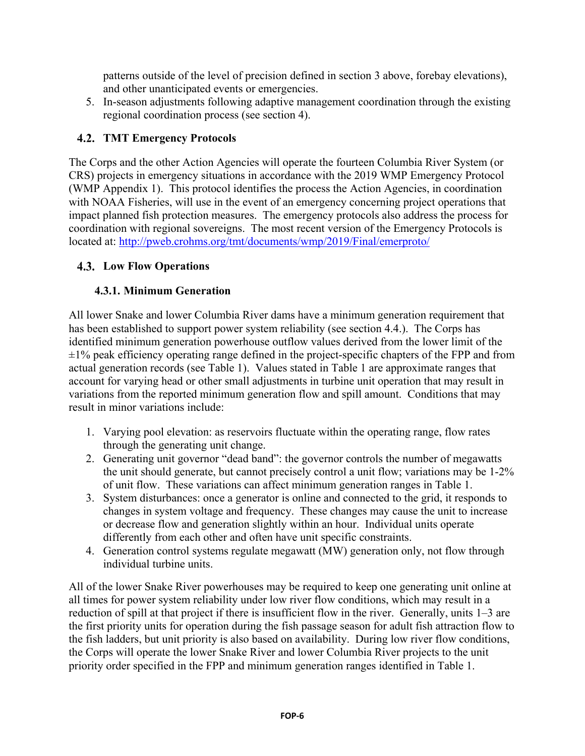patterns outside of the level of precision defined in section 3 above, forebay elevations), and other unanticipated events or emergencies.

5. In-season adjustments following adaptive management coordination through the existing regional coordination process (see section 4).

### 4.2. TMT Emergency Protocols

The Corps and the other Action Agencies will operate the fourteen Columbia River System (or CRS) projects in emergency situations in accordance with the 2019 WMP Emergency Protocol (WMP Appendix 1). This protocol identifies the process the Action Agencies, in coordination with NOAA Fisheries, will use in the event of an emergency concerning project operations that impact planned fish protection measures. The emergency protocols also address the process for coordination with regional sovereigns. The most recent version of the Emergency Protocols is located at: http://pweb.crohms.org/tmt/documents/wmp/2019/Final/emerproto/

### 4.3. Low Flow Operations

#### 4.3.1. Minimum Generation

All lower Snake and lower Columbia River dams have a minimum generation requirement that has been established to support power system reliability (see section 4.4.). The Corps has identified minimum generation powerhouse outflow values derived from the lower limit of the ±1% peak efficiency operating range defined in the project-specific chapters of the FPP and from actual generation records (see Table 1). Values stated in Table 1 are approximate ranges that account for varying head or other small adjustments in turbine unit operation that may result in variations from the reported minimum generation flow and spill amount. Conditions that may result in minor variations include:

1. Varying pool elevation: as reservoirs fluctuate within the operating range, flow rates through the generating unit change.
2. Generating unit governor "dead band": the governor controls the number of megawatts the unit should generate, but cannot precisely control a unit flow; variations may be 1-2% of unit flow. These variations can affect minimum generation ranges in Table 1.
3. System disturbances: once a generator is online and connected to the grid, it responds to changes in system voltage and frequency. These changes may cause the unit to increase or decrease flow and generation slightly within an hour. Individual units operate differently from each other and often have unit specific constraints.
4. Generation control systems regulate megawatt (MW) generation only, not flow through individual turbine units.

All of the lower Snake River powerhouses may be required to keep one generating unit online at all times for power system reliability under low river flow conditions, which may result in a reduction of spill at that project if there is insufficient flow in the river. Generally, units 1–3 are the first priority units for operation during the fish passage season for adult fish attraction flow to the fish ladders, but unit priority is also based on availability. During low river flow conditions, the Corps will operate the lower Snake River and lower Columbia River projects to the unit priority order specified in the FPP and minimum generation ranges identified in Table 1.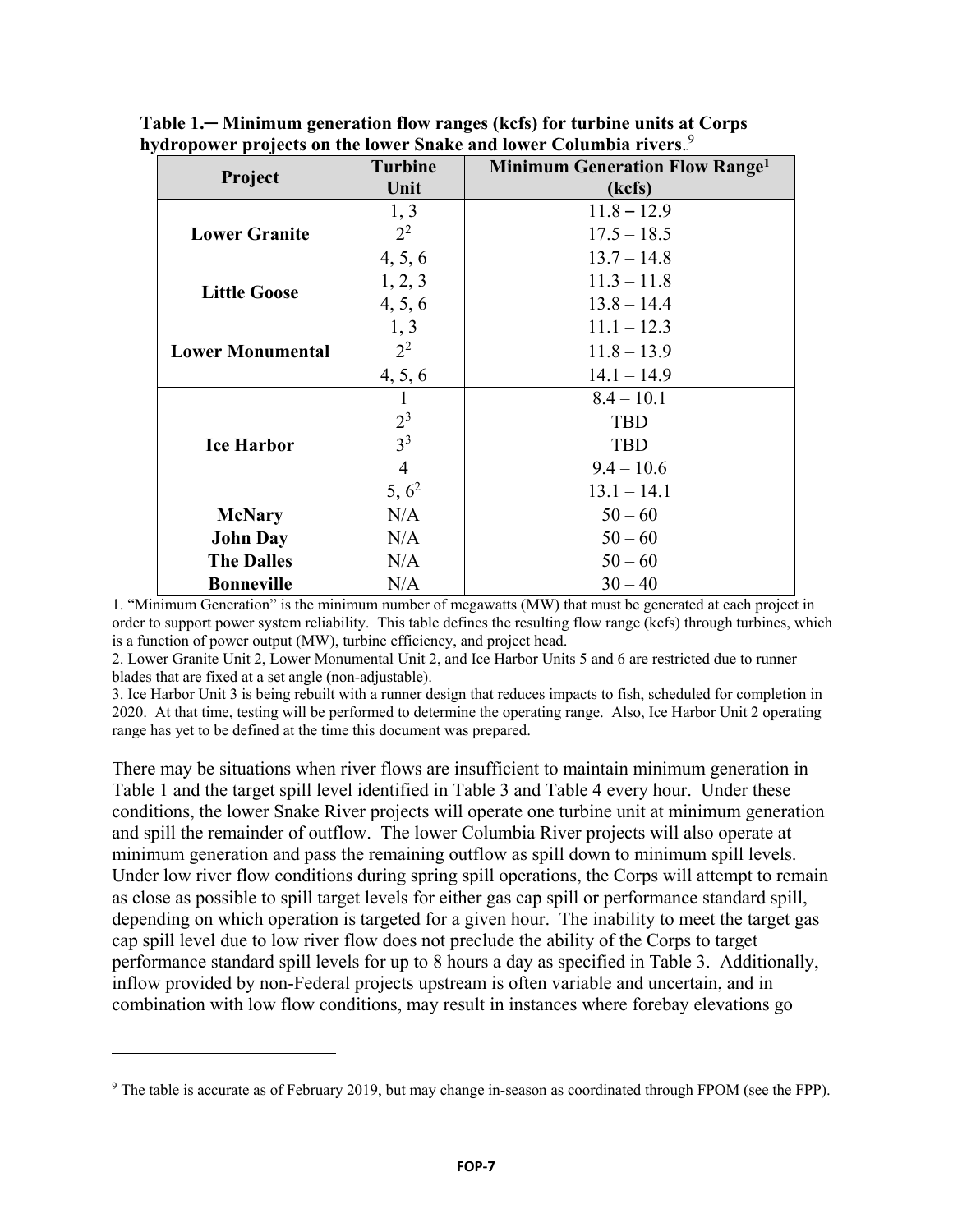**Table 1.─ Minimum generation flow ranges (kcfs) for turbine units at Corps hydropower projects on the lower Snake and lower Columbia rivers**.[9]

| Project | Turbine Unit | Minimum Generation Flow Range[1] (kcfs) |
|---|---|---|
| **Lower Granite** | 1, 3 | 11.8 – 12.9 |
| | 2[2] | 17.5 – 18.5 |
| | 4, 5, 6 | 13.7 – 14.8 |
| **Little Goose** | 1, 2, 3 | 11.3 – 11.8 |
| | 4, 5, 6 | 13.8 – 14.4 |
| **Lower Monumental** | 1, 3 | 11.1 – 12.3 |
| | 2[2] | 11.8 – 13.9 |
| | 4, 5, 6 | 14.1 – 14.9 |
| **Ice Harbor** | 1 | 8.4 – 10.1 |
| | 2[3] | TBD |
| | 3[3] | TBD |
| | 4 | 9.4 – 10.6 |
| | 5, 6[2] | 13.1 – 14.1 |
| **McNary** | N/A | 50 – 60 |
| **John Day** | N/A | 50 – 60 |
| **The Dalles** | N/A | 50 – 60 |
| **Bonneville** | N/A | 30 – 40 |

1. "Minimum Generation" is the minimum number of megawatts (MW) that must be generated at each project in order to support power system reliability. This table defines the resulting flow range (kcfs) through turbines, which is a function of power output (MW), turbine efficiency, and project head.
2. Lower Granite Unit 2, Lower Monumental Unit 2, and Ice Harbor Units 5 and 6 are restricted due to runner blades that are fixed at a set angle (non-adjustable).
3. Ice Harbor Unit 3 is being rebuilt with a runner design that reduces impacts to fish, scheduled for completion in 2020. At that time, testing will be performed to determine the operating range. Also, Ice Harbor Unit 2 operating range has yet to be defined at the time this document was prepared.

There may be situations when river flows are insufficient to maintain minimum generation in Table 1 and the target spill level identified in Table 3 and Table 4 every hour. Under these conditions, the lower Snake River projects will operate one turbine unit at minimum generation and spill the remainder of outflow. The lower Columbia River projects will also operate at minimum generation and pass the remaining outflow as spill down to minimum spill levels. Under low river flow conditions during spring spill operations, the Corps will attempt to remain as close as possible to spill target levels for either gas cap spill or performance standard spill, depending on which operation is targeted for a given hour. The inability to meet the target gas cap spill level due to low river flow does not preclude the ability of the Corps to target performance standard spill levels for up to 8 hours a day as specified in Table 3. Additionally, inflow provided by non-Federal projects upstream is often variable and uncertain, and in combination with low flow conditions, may result in instances where forebay elevations go

[9] The table is accurate as of February 2019, but may change in-season as coordinated through FPOM (see the FPP).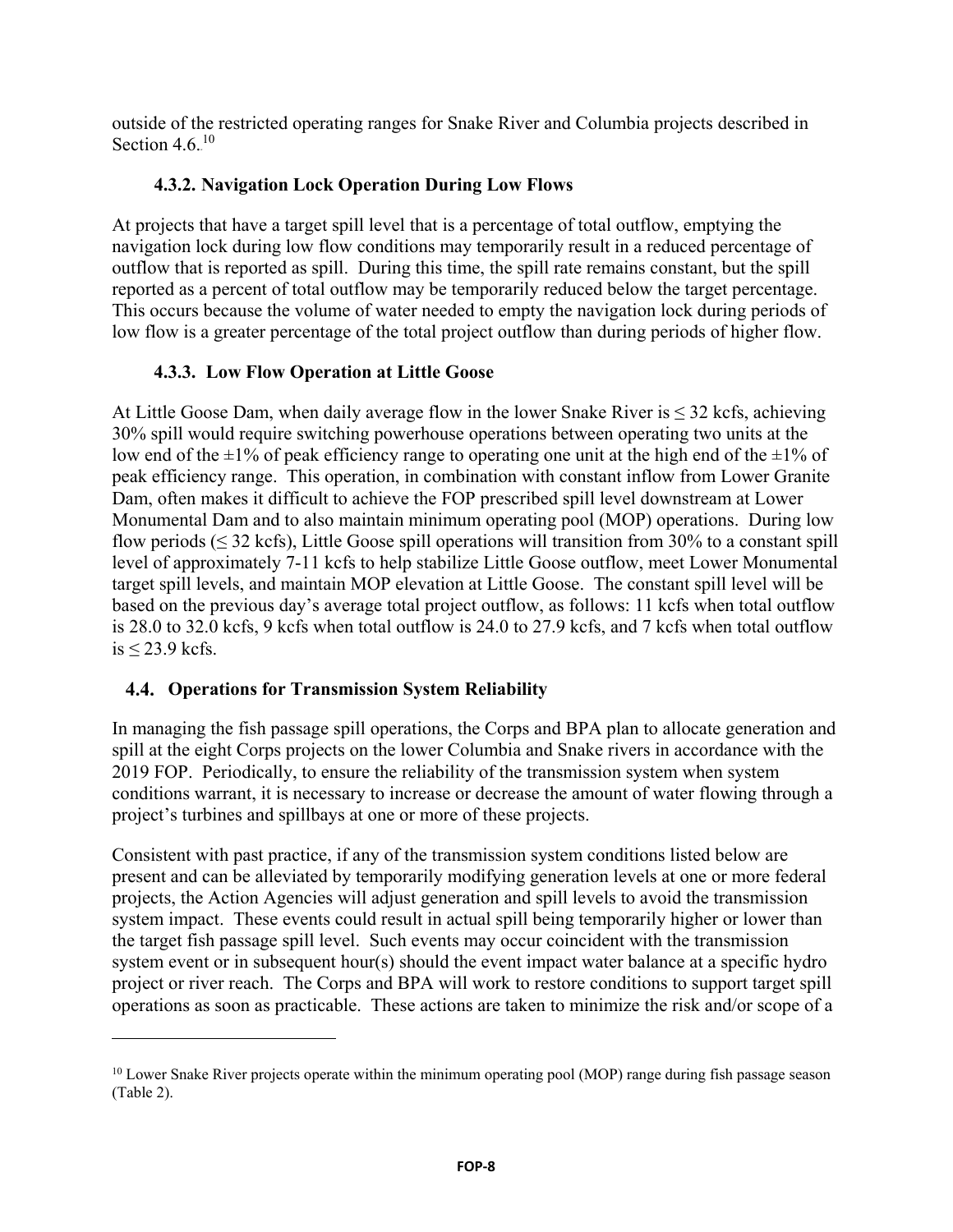outside of the restricted operating ranges for Snake River and Columbia projects described in Section 4.6.[10]

### 4.3.2. Navigation Lock Operation During Low Flows

At projects that have a target spill level that is a percentage of total outflow, emptying the navigation lock during low flow conditions may temporarily result in a reduced percentage of outflow that is reported as spill. During this time, the spill rate remains constant, but the spill reported as a percent of total outflow may be temporarily reduced below the target percentage. This occurs because the volume of water needed to empty the navigation lock during periods of low flow is a greater percentage of the total project outflow than during periods of higher flow.

### 4.3.3. Low Flow Operation at Little Goose

At Little Goose Dam, when daily average flow in the lower Snake River is ≤ 32 kcfs, achieving 30% spill would require switching powerhouse operations between operating two units at the low end of the ±1% of peak efficiency range to operating one unit at the high end of the ±1% of peak efficiency range. This operation, in combination with constant inflow from Lower Granite Dam, often makes it difficult to achieve the FOP prescribed spill level downstream at Lower Monumental Dam and to also maintain minimum operating pool (MOP) operations. During low flow periods (≤ 32 kcfs), Little Goose spill operations will transition from 30% to a constant spill level of approximately 7-11 kcfs to help stabilize Little Goose outflow, meet Lower Monumental target spill levels, and maintain MOP elevation at Little Goose. The constant spill level will be based on the previous day's average total project outflow, as follows: 11 kcfs when total outflow is 28.0 to 32.0 kcfs, 9 kcfs when total outflow is 24.0 to 27.9 kcfs, and 7 kcfs when total outflow is ≤ 23.9 kcfs.

## 4.4. Operations for Transmission System Reliability

In managing the fish passage spill operations, the Corps and BPA plan to allocate generation and spill at the eight Corps projects on the lower Columbia and Snake rivers in accordance with the 2019 FOP. Periodically, to ensure the reliability of the transmission system when system conditions warrant, it is necessary to increase or decrease the amount of water flowing through a project's turbines and spillbays at one or more of these projects.

Consistent with past practice, if any of the transmission system conditions listed below are present and can be alleviated by temporarily modifying generation levels at one or more federal projects, the Action Agencies will adjust generation and spill levels to avoid the transmission system impact. These events could result in actual spill being temporarily higher or lower than the target fish passage spill level. Such events may occur coincident with the transmission system event or in subsequent hour(s) should the event impact water balance at a specific hydro project or river reach. The Corps and BPA will work to restore conditions to support target spill operations as soon as practicable. These actions are taken to minimize the risk and/or scope of a

---

[10] Lower Snake River projects operate within the minimum operating pool (MOP) range during fish passage season (Table 2).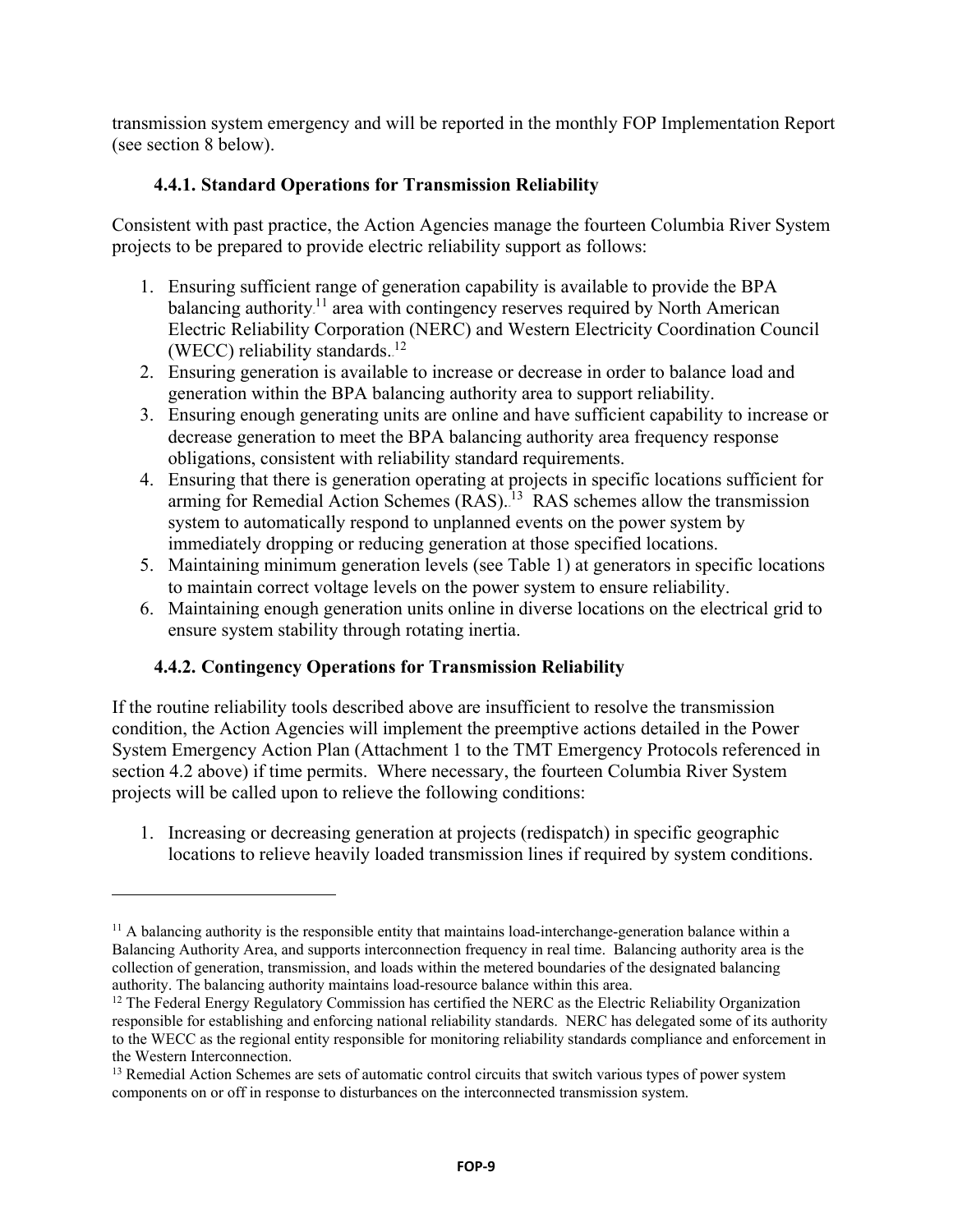transmission system emergency and will be reported in the monthly FOP Implementation Report (see section 8 below).

### 4.4.1. Standard Operations for Transmission Reliability

Consistent with past practice, the Action Agencies manage the fourteen Columbia River System projects to be prepared to provide electric reliability support as follows:

1. Ensuring sufficient range of generation capability is available to provide the BPA balancing authority[11] area with contingency reserves required by North American Electric Reliability Corporation (NERC) and Western Electricity Coordination Council (WECC) reliability standards.[12]
2. Ensuring generation is available to increase or decrease in order to balance load and generation within the BPA balancing authority area to support reliability.
3. Ensuring enough generating units are online and have sufficient capability to increase or decrease generation to meet the BPA balancing authority area frequency response obligations, consistent with reliability standard requirements.
4. Ensuring that there is generation operating at projects in specific locations sufficient for arming for Remedial Action Schemes (RAS).[13] RAS schemes allow the transmission system to automatically respond to unplanned events on the power system by immediately dropping or reducing generation at those specified locations.
5. Maintaining minimum generation levels (see Table 1) at generators in specific locations to maintain correct voltage levels on the power system to ensure reliability.
6. Maintaining enough generation units online in diverse locations on the electrical grid to ensure system stability through rotating inertia.

### 4.4.2. Contingency Operations for Transmission Reliability

If the routine reliability tools described above are insufficient to resolve the transmission condition, the Action Agencies will implement the preemptive actions detailed in the Power System Emergency Action Plan (Attachment 1 to the TMT Emergency Protocols referenced in section 4.2 above) if time permits. Where necessary, the fourteen Columbia River System projects will be called upon to relieve the following conditions:

1. Increasing or decreasing generation at projects (redispatch) in specific geographic locations to relieve heavily loaded transmission lines if required by system conditions.

---

[11] A balancing authority is the responsible entity that maintains load-interchange-generation balance within a Balancing Authority Area, and supports interconnection frequency in real time. Balancing authority area is the collection of generation, transmission, and loads within the metered boundaries of the designated balancing authority. The balancing authority maintains load-resource balance within this area.

[12] The Federal Energy Regulatory Commission has certified the NERC as the Electric Reliability Organization responsible for establishing and enforcing national reliability standards. NERC has delegated some of its authority to the WECC as the regional entity responsible for monitoring reliability standards compliance and enforcement in the Western Interconnection.

[13] Remedial Action Schemes are sets of automatic control circuits that switch various types of power system components on or off in response to disturbances on the interconnected transmission system.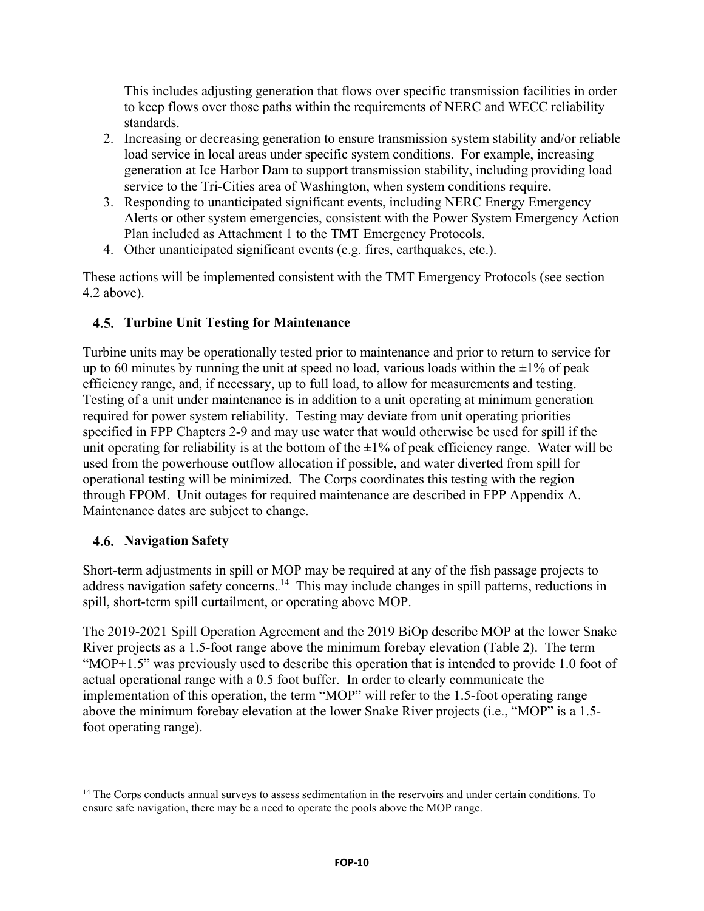This includes adjusting generation that flows over specific transmission facilities in order to keep flows over those paths within the requirements of NERC and WECC reliability standards.

2. Increasing or decreasing generation to ensure transmission system stability and/or reliable load service in local areas under specific system conditions. For example, increasing generation at Ice Harbor Dam to support transmission stability, including providing load service to the Tri-Cities area of Washington, when system conditions require.
3. Responding to unanticipated significant events, including NERC Energy Emergency Alerts or other system emergencies, consistent with the Power System Emergency Action Plan included as Attachment 1 to the TMT Emergency Protocols.
4. Other unanticipated significant events (e.g. fires, earthquakes, etc.).

These actions will be implemented consistent with the TMT Emergency Protocols (see section 4.2 above).

## 4.5. Turbine Unit Testing for Maintenance

Turbine units may be operationally tested prior to maintenance and prior to return to service for up to 60 minutes by running the unit at speed no load, various loads within the ±1% of peak efficiency range, and, if necessary, up to full load, to allow for measurements and testing. Testing of a unit under maintenance is in addition to a unit operating at minimum generation required for power system reliability. Testing may deviate from unit operating priorities specified in FPP Chapters 2-9 and may use water that would otherwise be used for spill if the unit operating for reliability is at the bottom of the ±1% of peak efficiency range. Water will be used from the powerhouse outflow allocation if possible, and water diverted from spill for operational testing will be minimized. The Corps coordinates this testing with the region through FPOM. Unit outages for required maintenance are described in FPP Appendix A. Maintenance dates are subject to change.

## 4.6. Navigation Safety

Short-term adjustments in spill or MOP may be required at any of the fish passage projects to address navigation safety concerns.[14] This may include changes in spill patterns, reductions in spill, short-term spill curtailment, or operating above MOP.

The 2019-2021 Spill Operation Agreement and the 2019 BiOp describe MOP at the lower Snake River projects as a 1.5-foot range above the minimum forebay elevation (Table 2). The term "MOP+1.5" was previously used to describe this operation that is intended to provide 1.0 foot of actual operational range with a 0.5 foot buffer. In order to clearly communicate the implementation of this operation, the term "MOP" will refer to the 1.5-foot operating range above the minimum forebay elevation at the lower Snake River projects (i.e., "MOP" is a 1.5-foot operating range).

---

[14] The Corps conducts annual surveys to assess sedimentation in the reservoirs and under certain conditions. To ensure safe navigation, there may be a need to operate the pools above the MOP range.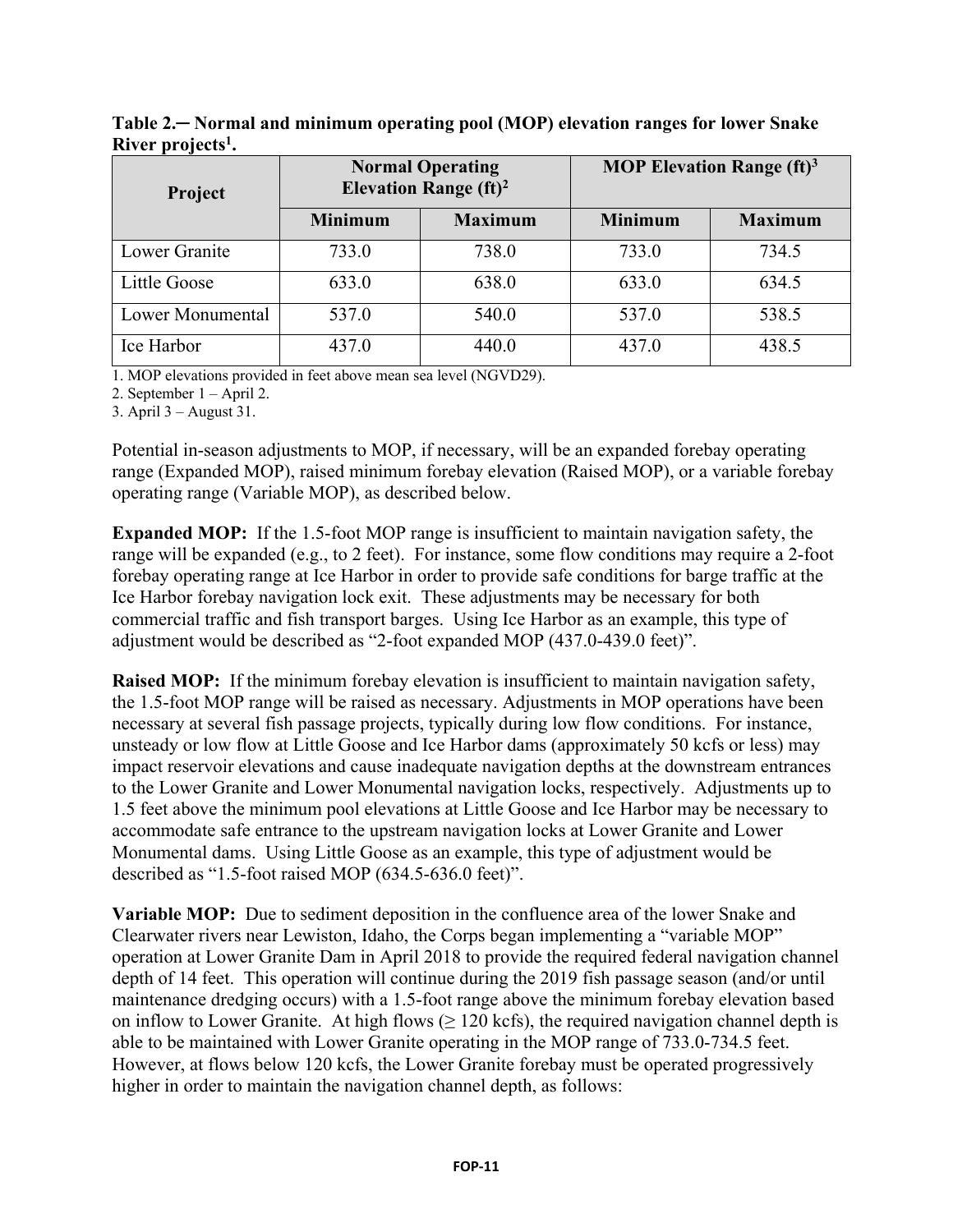**Table 2.─ Normal and minimum operating pool (MOP) elevation ranges for lower Snake River projects[1].**

| Project | Normal Operating Elevation Range (ft)[2] | | MOP Elevation Range (ft)[3] | |
|---|---|---|---|---|
| | Minimum | Maximum | Minimum | Maximum |
| Lower Granite | 733.0 | 738.0 | 733.0 | 734.5 |
| Little Goose | 633.0 | 638.0 | 633.0 | 634.5 |
| Lower Monumental | 537.0 | 540.0 | 537.0 | 538.5 |
| Ice Harbor | 437.0 | 440.0 | 437.0 | 438.5 |

1. MOP elevations provided in feet above mean sea level (NGVD29).
2. September 1 – April 2.
3. April 3 – August 31.

Potential in-season adjustments to MOP, if necessary, will be an expanded forebay operating range (Expanded MOP), raised minimum forebay elevation (Raised MOP), or a variable forebay operating range (Variable MOP), as described below.

**Expanded MOP:** If the 1.5-foot MOP range is insufficient to maintain navigation safety, the range will be expanded (e.g., to 2 feet). For instance, some flow conditions may require a 2-foot forebay operating range at Ice Harbor in order to provide safe conditions for barge traffic at the Ice Harbor forebay navigation lock exit. These adjustments may be necessary for both commercial traffic and fish transport barges. Using Ice Harbor as an example, this type of adjustment would be described as "2-foot expanded MOP (437.0-439.0 feet)".

**Raised MOP:** If the minimum forebay elevation is insufficient to maintain navigation safety, the 1.5-foot MOP range will be raised as necessary. Adjustments in MOP operations have been necessary at several fish passage projects, typically during low flow conditions. For instance, unsteady or low flow at Little Goose and Ice Harbor dams (approximately 50 kcfs or less) may impact reservoir elevations and cause inadequate navigation depths at the downstream entrances to the Lower Granite and Lower Monumental navigation locks, respectively. Adjustments up to 1.5 feet above the minimum pool elevations at Little Goose and Ice Harbor may be necessary to accommodate safe entrance to the upstream navigation locks at Lower Granite and Lower Monumental dams. Using Little Goose as an example, this type of adjustment would be described as "1.5-foot raised MOP (634.5-636.0 feet)".

**Variable MOP:** Due to sediment deposition in the confluence area of the lower Snake and Clearwater rivers near Lewiston, Idaho, the Corps began implementing a "variable MOP" operation at Lower Granite Dam in April 2018 to provide the required federal navigation channel depth of 14 feet. This operation will continue during the 2019 fish passage season (and/or until maintenance dredging occurs) with a 1.5-foot range above the minimum forebay elevation based on inflow to Lower Granite. At high flows (≥ 120 kcfs), the required navigation channel depth is able to be maintained with Lower Granite operating in the MOP range of 733.0-734.5 feet. However, at flows below 120 kcfs, the Lower Granite forebay must be operated progressively higher in order to maintain the navigation channel depth, as follows: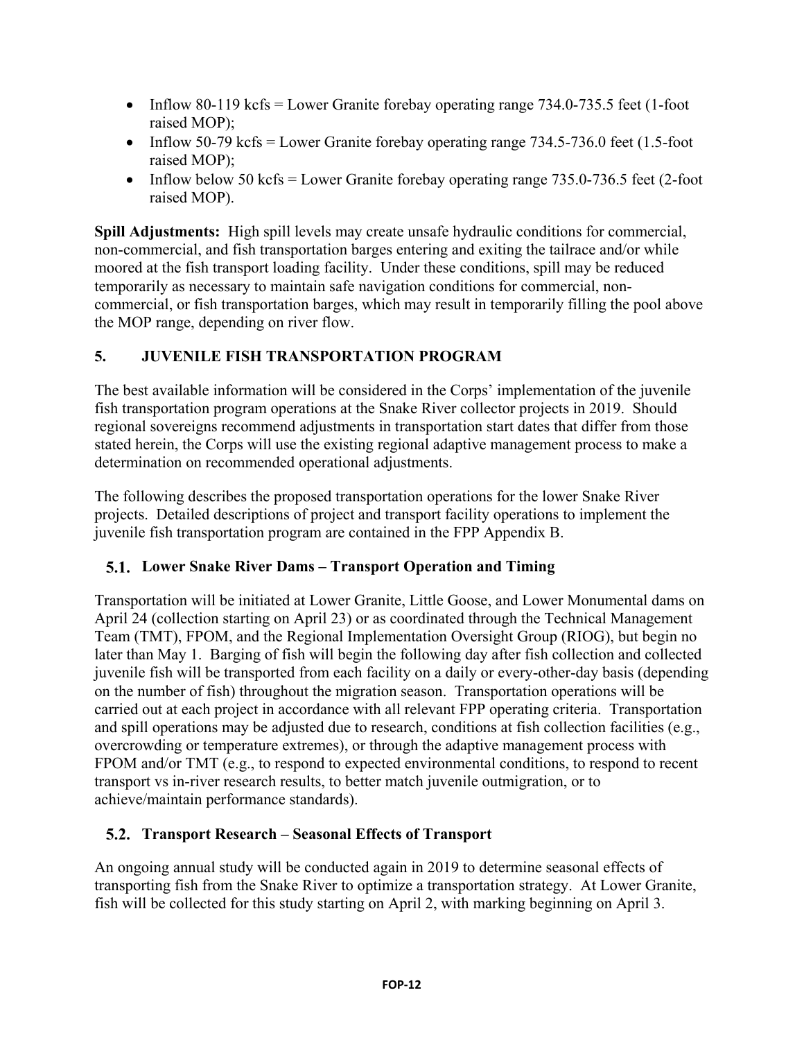- Inflow 80-119 kcfs = Lower Granite forebay operating range 734.0-735.5 feet (1-foot raised MOP);
- Inflow 50-79 kcfs = Lower Granite forebay operating range 734.5-736.0 feet (1.5-foot raised MOP);
- Inflow below 50 kcfs = Lower Granite forebay operating range 735.0-736.5 feet (2-foot raised MOP).

**Spill Adjustments:** High spill levels may create unsafe hydraulic conditions for commercial, non-commercial, and fish transportation barges entering and exiting the tailrace and/or while moored at the fish transport loading facility. Under these conditions, spill may be reduced temporarily as necessary to maintain safe navigation conditions for commercial, non-commercial, or fish transportation barges, which may result in temporarily filling the pool above the MOP range, depending on river flow.

## 5. JUVENILE FISH TRANSPORTATION PROGRAM

The best available information will be considered in the Corps' implementation of the juvenile fish transportation program operations at the Snake River collector projects in 2019. Should regional sovereigns recommend adjustments in transportation start dates that differ from those stated herein, the Corps will use the existing regional adaptive management process to make a determination on recommended operational adjustments.

The following describes the proposed transportation operations for the lower Snake River projects. Detailed descriptions of project and transport facility operations to implement the juvenile fish transportation program are contained in the FPP Appendix B.

### 5.1. Lower Snake River Dams – Transport Operation and Timing

Transportation will be initiated at Lower Granite, Little Goose, and Lower Monumental dams on April 24 (collection starting on April 23) or as coordinated through the Technical Management Team (TMT), FPOM, and the Regional Implementation Oversight Group (RIOG), but begin no later than May 1. Barging of fish will begin the following day after fish collection and collected juvenile fish will be transported from each facility on a daily or every-other-day basis (depending on the number of fish) throughout the migration season. Transportation operations will be carried out at each project in accordance with all relevant FPP operating criteria. Transportation and spill operations may be adjusted due to research, conditions at fish collection facilities (e.g., overcrowding or temperature extremes), or through the adaptive management process with FPOM and/or TMT (e.g., to respond to expected environmental conditions, to respond to recent transport vs in-river research results, to better match juvenile outmigration, or to achieve/maintain performance standards).

### 5.2. Transport Research – Seasonal Effects of Transport

An ongoing annual study will be conducted again in 2019 to determine seasonal effects of transporting fish from the Snake River to optimize a transportation strategy. At Lower Granite, fish will be collected for this study starting on April 2, with marking beginning on April 3.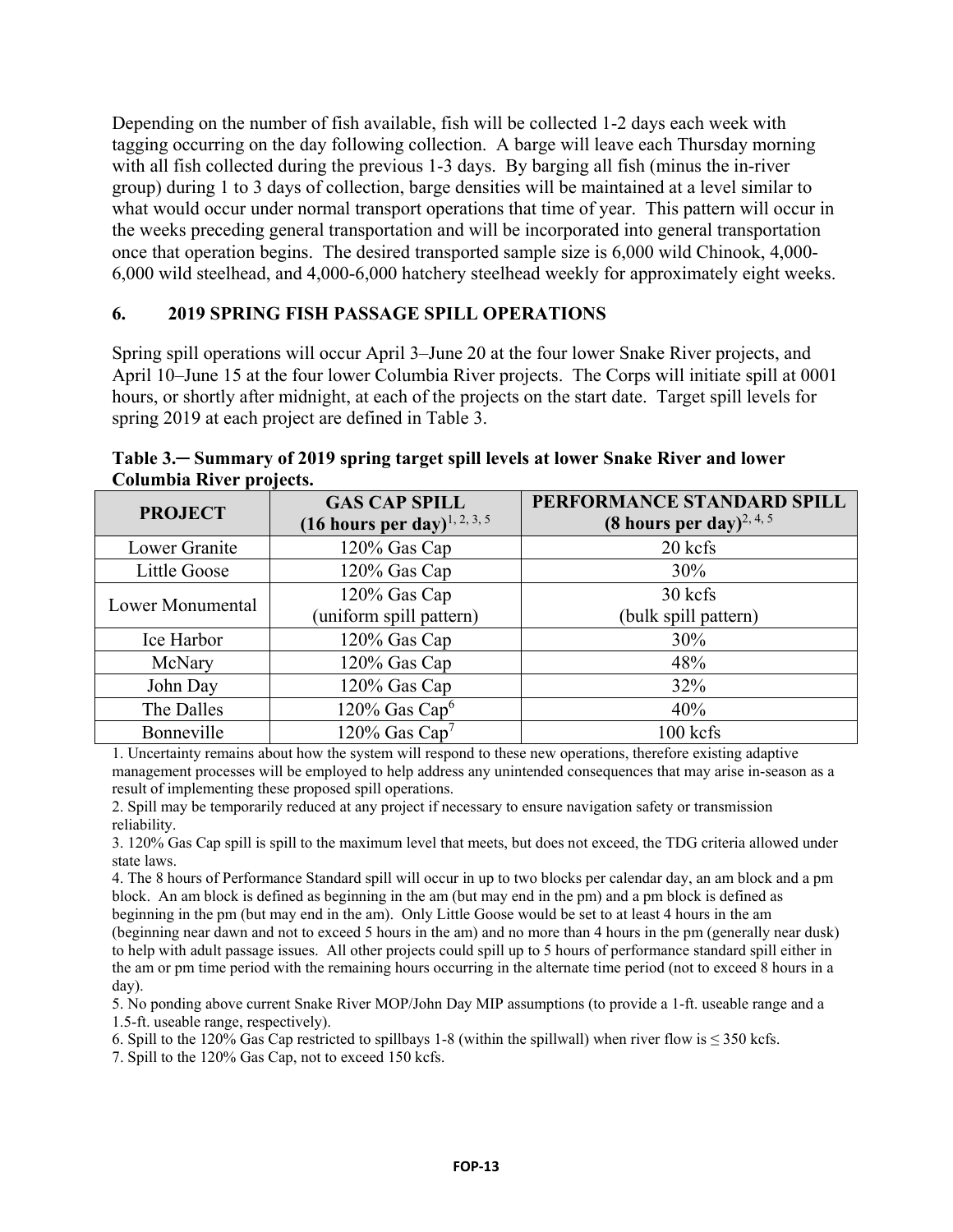Depending on the number of fish available, fish will be collected 1-2 days each week with tagging occurring on the day following collection. A barge will leave each Thursday morning with all fish collected during the previous 1-3 days. By barging all fish (minus the in-river group) during 1 to 3 days of collection, barge densities will be maintained at a level similar to what would occur under normal transport operations that time of year. This pattern will occur in the weeks preceding general transportation and will be incorporated into general transportation once that operation begins. The desired transported sample size is 6,000 wild Chinook, 4,000-6,000 wild steelhead, and 4,000-6,000 hatchery steelhead weekly for approximately eight weeks.

## 6. 2019 SPRING FISH PASSAGE SPILL OPERATIONS

Spring spill operations will occur April 3–June 20 at the four lower Snake River projects, and April 10–June 15 at the four lower Columbia River projects. The Corps will initiate spill at 0001 hours, or shortly after midnight, at each of the projects on the start date. Target spill levels for spring 2019 at each project are defined in Table 3.

**Table 3.─ Summary of 2019 spring target spill levels at lower Snake River and lower Columbia River projects.**

| PROJECT | GAS CAP SPILL (16 hours per day)[1, 2, 3, 5] | PERFORMANCE STANDARD SPILL (8 hours per day)[2, 4, 5] |
|---|---|---|
| Lower Granite | 120% Gas Cap | 20 kcfs |
| Little Goose | 120% Gas Cap | 30% |
| Lower Monumental | 120% Gas Cap (uniform spill pattern) | 30 kcfs (bulk spill pattern) |
| Ice Harbor | 120% Gas Cap | 30% |
| McNary | 120% Gas Cap | 48% |
| John Day | 120% Gas Cap | 32% |
| The Dalles | 120% Gas Cap[6] | 40% |
| Bonneville | 120% Gas Cap[7] | 100 kcfs |

1. Uncertainty remains about how the system will respond to these new operations, therefore existing adaptive management processes will be employed to help address any unintended consequences that may arise in-season as a result of implementing these proposed spill operations.
2. Spill may be temporarily reduced at any project if necessary to ensure navigation safety or transmission reliability.
3. 120% Gas Cap spill is spill to the maximum level that meets, but does not exceed, the TDG criteria allowed under state laws.
4. The 8 hours of Performance Standard spill will occur in up to two blocks per calendar day, an am block and a pm block. An am block is defined as beginning in the am (but may end in the pm) and a pm block is defined as beginning in the pm (but may end in the am). Only Little Goose would be set to at least 4 hours in the am (beginning near dawn and not to exceed 5 hours in the am) and no more than 4 hours in the pm (generally near dusk) to help with adult passage issues. All other projects could spill up to 5 hours of performance standard spill either in the am or pm time period with the remaining hours occurring in the alternate time period (not to exceed 8 hours in a day).
5. No ponding above current Snake River MOP/John Day MIP assumptions (to provide a 1-ft. useable range and a 1.5-ft. useable range, respectively).
6. Spill to the 120% Gas Cap restricted to spillbays 1-8 (within the spillwall) when river flow is ≤ 350 kcfs.
7. Spill to the 120% Gas Cap, not to exceed 150 kcfs.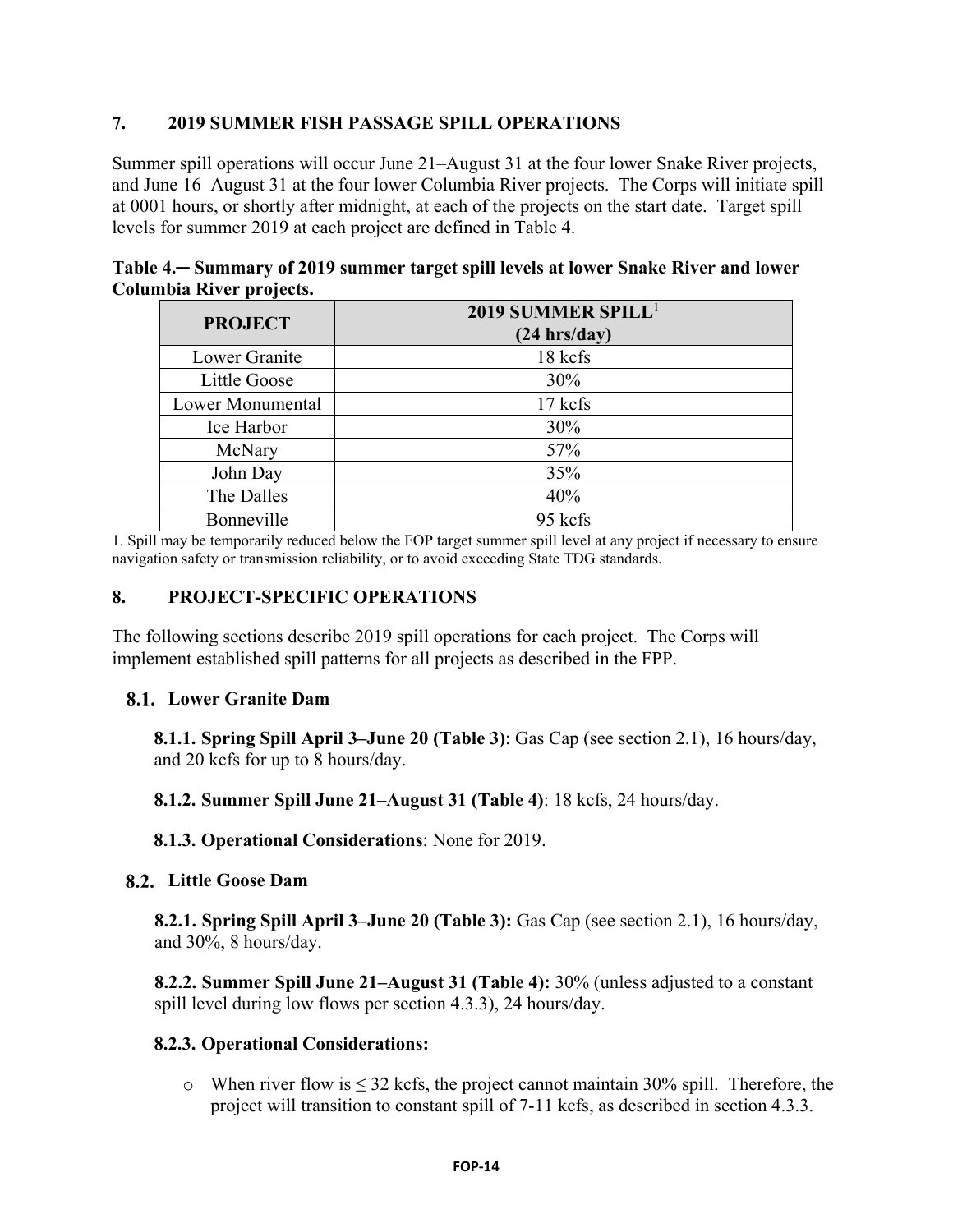## 7. 2019 SUMMER FISH PASSAGE SPILL OPERATIONS

Summer spill operations will occur June 21–August 31 at the four lower Snake River projects, and June 16–August 31 at the four lower Columbia River projects. The Corps will initiate spill at 0001 hours, or shortly after midnight, at each of the projects on the start date. Target spill levels for summer 2019 at each project are defined in Table 4.

**Table 4.─ Summary of 2019 summer target spill levels at lower Snake River and lower Columbia River projects.**

| PROJECT | 2019 SUMMER SPILL[1] (24 hrs/day) |
|---|---|
| Lower Granite | 18 kcfs |
| Little Goose | 30% |
| Lower Monumental | 17 kcfs |
| Ice Harbor | 30% |
| McNary | 57% |
| John Day | 35% |
| The Dalles | 40% |
| Bonneville | 95 kcfs |

1. Spill may be temporarily reduced below the FOP target summer spill level at any project if necessary to ensure navigation safety or transmission reliability, or to avoid exceeding State TDG standards.

## 8. PROJECT-SPECIFIC OPERATIONS

The following sections describe 2019 spill operations for each project. The Corps will implement established spill patterns for all projects as described in the FPP.

### 8.1. Lower Granite Dam

**8.1.1. Spring Spill April 3–June 20 (Table 3)**: Gas Cap (see section 2.1), 16 hours/day, and 20 kcfs for up to 8 hours/day.

**8.1.2. Summer Spill June 21–August 31 (Table 4)**: 18 kcfs, 24 hours/day.

**8.1.3. Operational Considerations**: None for 2019.

### 8.2. Little Goose Dam

**8.2.1. Spring Spill April 3–June 20 (Table 3):** Gas Cap (see section 2.1), 16 hours/day, and 30%, 8 hours/day.

**8.2.2. Summer Spill June 21–August 31 (Table 4):** 30% (unless adjusted to a constant spill level during low flows per section 4.3.3), 24 hours/day.

**8.2.3. Operational Considerations:**

- When river flow is ≤ 32 kcfs, the project cannot maintain 30% spill. Therefore, the project will transition to constant spill of 7-11 kcfs, as described in section 4.3.3.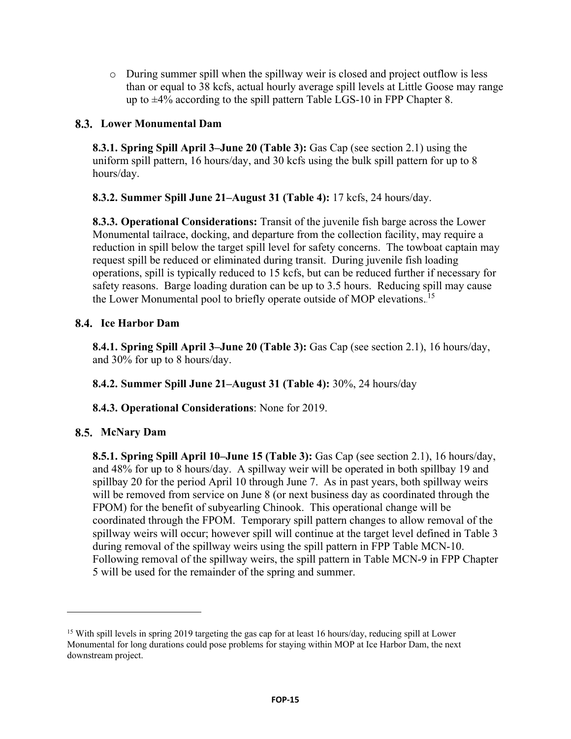- During summer spill when the spillway weir is closed and project outflow is less than or equal to 38 kcfs, actual hourly average spill levels at Little Goose may range up to ±4% according to the spill pattern Table LGS-10 in FPP Chapter 8.

## 8.3. Lower Monumental Dam

**8.3.1. Spring Spill April 3–June 20 (Table 3):** Gas Cap (see section 2.1) using the uniform spill pattern, 16 hours/day, and 30 kcfs using the bulk spill pattern for up to 8 hours/day.

**8.3.2. Summer Spill June 21–August 31 (Table 4):** 17 kcfs, 24 hours/day.

**8.3.3. Operational Considerations:** Transit of the juvenile fish barge across the Lower Monumental tailrace, docking, and departure from the collection facility, may require a reduction in spill below the target spill level for safety concerns. The towboat captain may request spill be reduced or eliminated during transit. During juvenile fish loading operations, spill is typically reduced to 15 kcfs, but can be reduced further if necessary for safety reasons. Barge loading duration can be up to 3.5 hours. Reducing spill may cause the Lower Monumental pool to briefly operate outside of MOP elevations.[15]

## 8.4. Ice Harbor Dam

**8.4.1. Spring Spill April 3–June 20 (Table 3):** Gas Cap (see section 2.1), 16 hours/day, and 30% for up to 8 hours/day.

**8.4.2. Summer Spill June 21–August 31 (Table 4):** 30%, 24 hours/day

**8.4.3. Operational Considerations**: None for 2019.

## 8.5. McNary Dam

**8.5.1. Spring Spill April 10–June 15 (Table 3):** Gas Cap (see section 2.1), 16 hours/day, and 48% for up to 8 hours/day. A spillway weir will be operated in both spillbay 19 and spillbay 20 for the period April 10 through June 7. As in past years, both spillway weirs will be removed from service on June 8 (or next business day as coordinated through the FPOM) for the benefit of subyearling Chinook. This operational change will be coordinated through the FPOM. Temporary spill pattern changes to allow removal of the spillway weirs will occur; however spill will continue at the target level defined in Table 3 during removal of the spillway weirs using the spill pattern in FPP Table MCN-10. Following removal of the spillway weirs, the spill pattern in Table MCN-9 in FPP Chapter 5 will be used for the remainder of the spring and summer.

---

[15] With spill levels in spring 2019 targeting the gas cap for at least 16 hours/day, reducing spill at Lower Monumental for long durations could pose problems for staying within MOP at Ice Harbor Dam, the next downstream project.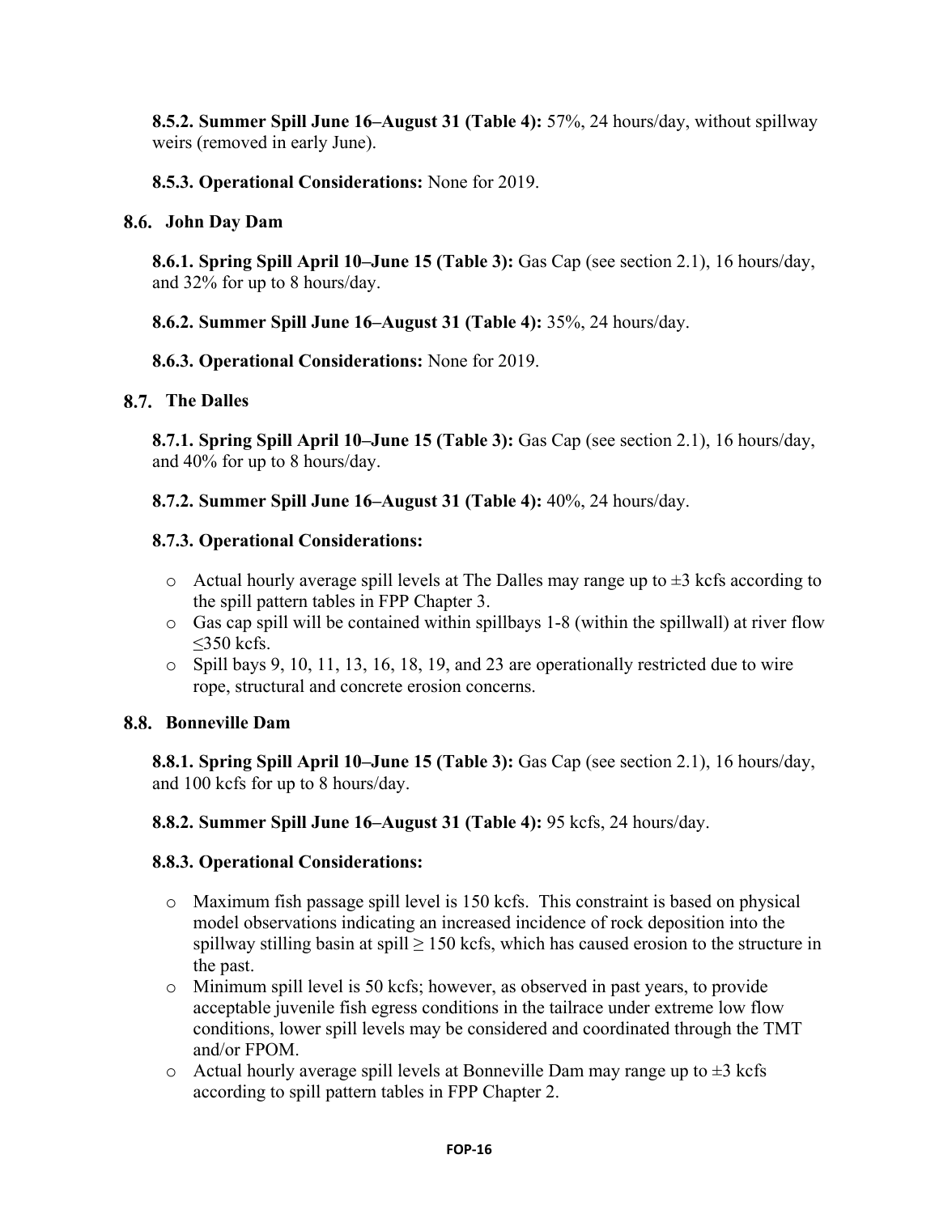**8.5.2. Summer Spill June 16–August 31 (Table 4):** 57%, 24 hours/day, without spillway weirs (removed in early June).

**8.5.3. Operational Considerations:** None for 2019.

## 8.6. John Day Dam

**8.6.1. Spring Spill April 10–June 15 (Table 3):** Gas Cap (see section 2.1), 16 hours/day, and 32% for up to 8 hours/day.

**8.6.2. Summer Spill June 16–August 31 (Table 4):** 35%, 24 hours/day.

**8.6.3. Operational Considerations:** None for 2019.

## 8.7. The Dalles

**8.7.1. Spring Spill April 10–June 15 (Table 3):** Gas Cap (see section 2.1), 16 hours/day, and 40% for up to 8 hours/day.

**8.7.2. Summer Spill June 16–August 31 (Table 4):** 40%, 24 hours/day.

**8.7.3. Operational Considerations:**

- Actual hourly average spill levels at The Dalles may range up to ±3 kcfs according to the spill pattern tables in FPP Chapter 3.
- Gas cap spill will be contained within spillbays 1-8 (within the spillwall) at river flow ≤350 kcfs.
- Spill bays 9, 10, 11, 13, 16, 18, 19, and 23 are operationally restricted due to wire rope, structural and concrete erosion concerns.

## 8.8. Bonneville Dam

**8.8.1. Spring Spill April 10–June 15 (Table 3):** Gas Cap (see section 2.1), 16 hours/day, and 100 kcfs for up to 8 hours/day.

**8.8.2. Summer Spill June 16–August 31 (Table 4):** 95 kcfs, 24 hours/day.

**8.8.3. Operational Considerations:**

- Maximum fish passage spill level is 150 kcfs. This constraint is based on physical model observations indicating an increased incidence of rock deposition into the spillway stilling basin at spill ≥ 150 kcfs, which has caused erosion to the structure in the past.
- Minimum spill level is 50 kcfs; however, as observed in past years, to provide acceptable juvenile fish egress conditions in the tailrace under extreme low flow conditions, lower spill levels may be considered and coordinated through the TMT and/or FPOM.
- Actual hourly average spill levels at Bonneville Dam may range up to ±3 kcfs according to spill pattern tables in FPP Chapter 2.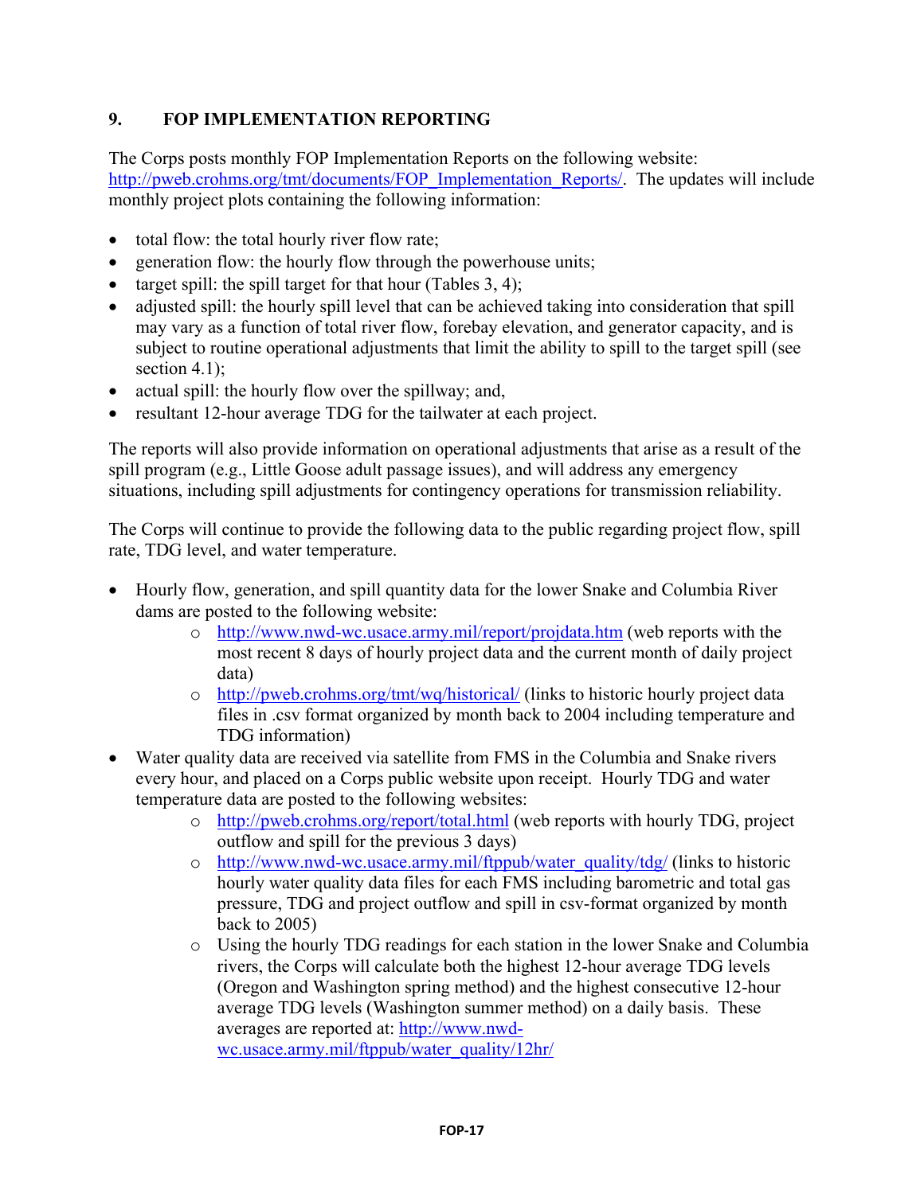## 9. FOP IMPLEMENTATION REPORTING

The Corps posts monthly FOP Implementation Reports on the following website: http://pweb.crohms.org/tmt/documents/FOP_Implementation_Reports/. The updates will include monthly project plots containing the following information:

- total flow: the total hourly river flow rate;
- generation flow: the hourly flow through the powerhouse units;
- target spill: the spill target for that hour (Tables 3, 4);
- adjusted spill: the hourly spill level that can be achieved taking into consideration that spill may vary as a function of total river flow, forebay elevation, and generator capacity, and is subject to routine operational adjustments that limit the ability to spill to the target spill (see section 4.1);
- actual spill: the hourly flow over the spillway; and,
- resultant 12-hour average TDG for the tailwater at each project.

The reports will also provide information on operational adjustments that arise as a result of the spill program (e.g., Little Goose adult passage issues), and will address any emergency situations, including spill adjustments for contingency operations for transmission reliability.

The Corps will continue to provide the following data to the public regarding project flow, spill rate, TDG level, and water temperature.

- Hourly flow, generation, and spill quantity data for the lower Snake and Columbia River dams are posted to the following website:
  - http://www.nwd-wc.usace.army.mil/report/projdata.htm (web reports with the most recent 8 days of hourly project data and the current month of daily project data)
  - http://pweb.crohms.org/tmt/wq/historical/ (links to historic hourly project data files in .csv format organized by month back to 2004 including temperature and TDG information)
- Water quality data are received via satellite from FMS in the Columbia and Snake rivers every hour, and placed on a Corps public website upon receipt. Hourly TDG and water temperature data are posted to the following websites:
  - http://pweb.crohms.org/report/total.html (web reports with hourly TDG, project outflow and spill for the previous 3 days)
  - http://www.nwd-wc.usace.army.mil/ftppub/water_quality/tdg/ (links to historic hourly water quality data files for each FMS including barometric and total gas pressure, TDG and project outflow and spill in csv-format organized by month back to 2005)
  - Using the hourly TDG readings for each station in the lower Snake and Columbia rivers, the Corps will calculate both the highest 12-hour average TDG levels (Oregon and Washington spring method) and the highest consecutive 12-hour average TDG levels (Washington summer method) on a daily basis. These averages are reported at: http://www.nwd-wc.usace.army.mil/ftppub/water_quality/12hr/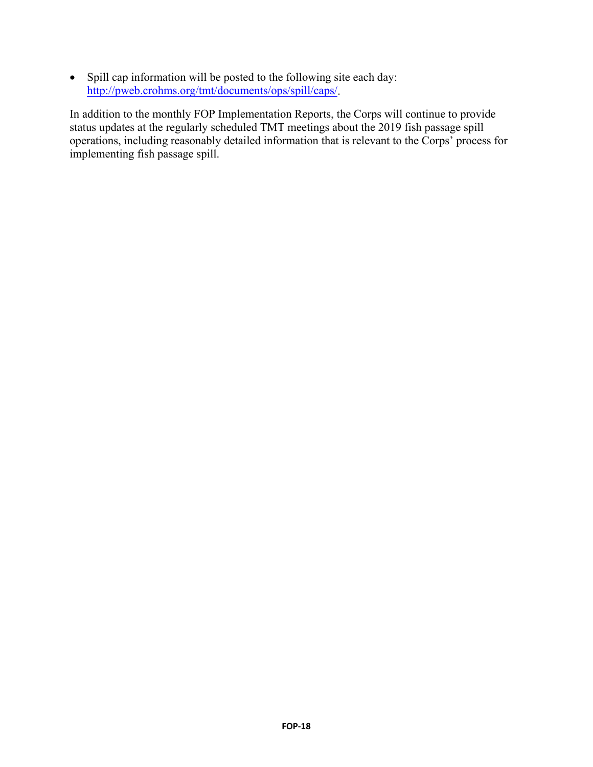- Spill cap information will be posted to the following site each day: http://pweb.crohms.org/tmt/documents/ops/spill/caps/.

In addition to the monthly FOP Implementation Reports, the Corps will continue to provide status updates at the regularly scheduled TMT meetings about the 2019 fish passage spill operations, including reasonably detailed information that is relevant to the Corps' process for implementing fish passage spill.